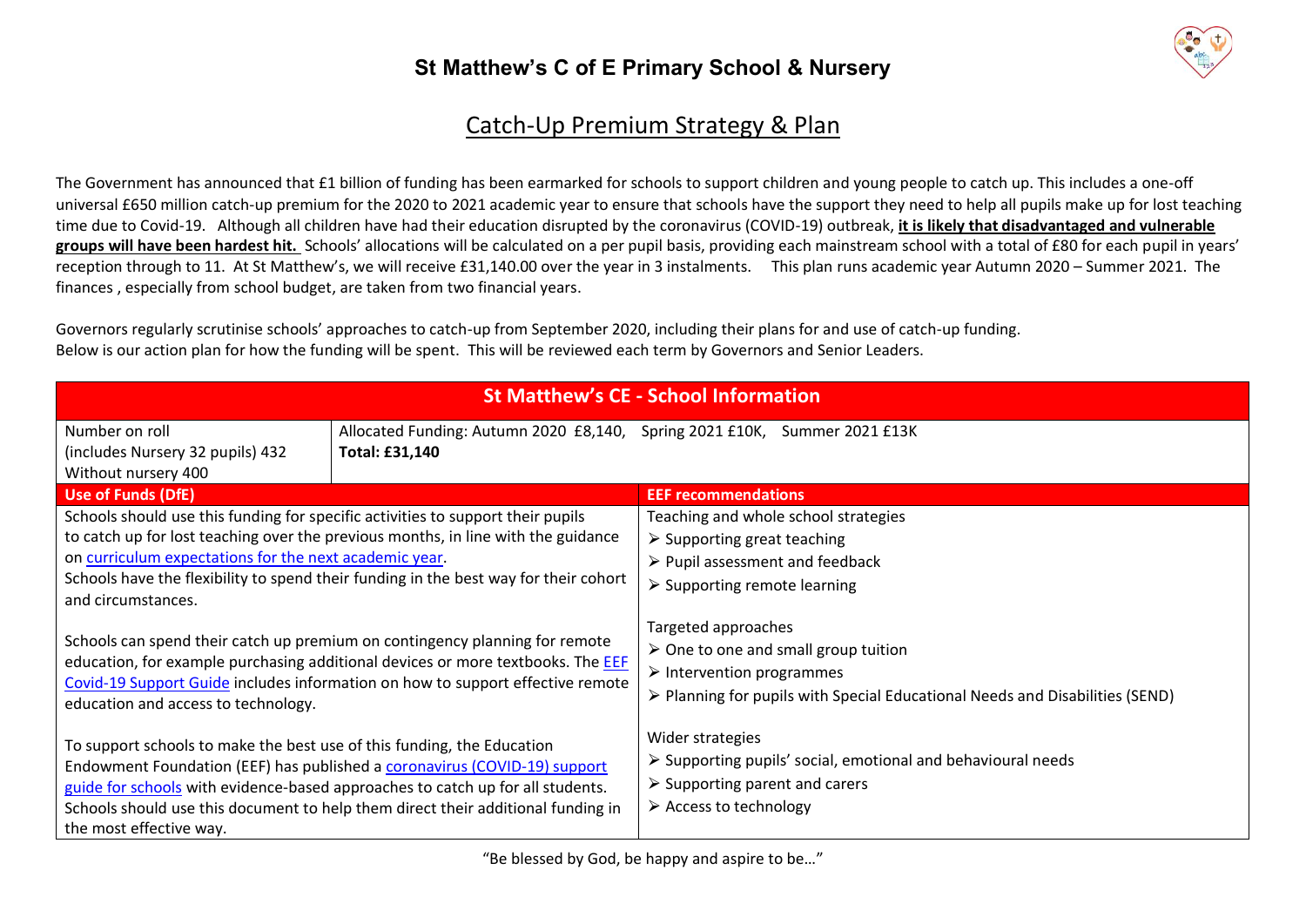# St Matthew's C of E Primary School & Nursery

## Catch-Up Premium Strategy & Plan

The Government has announced that £1 billion of funding has been earmarked for schools to support children and young people to catch up. This includes a one-off universal £650 million catch-up premium for the 2020 to 2021 academic year to ensure that schools have the support they need to help all pupils make up for lost teaching time due to Covid-19. Although all children have had their education disrupted by the coronavirus (COVID-19) outbreak, **it is likely that disadvantaged and vulnerable groups will have been hardest hit.** Schools' allocations will be calculated on a per pupil basis, providing each mainstream school with a total of £80 for each pupil in years' reception through to 11. At St Matthew's, we will receive £31,140.00 over the year in 3 instalments. This plan runs academic year Autumn 2020 – Summer 2021. The finances , especially from school budget, are taken from two financial years.

Governors regularly scrutinise schools' approaches to catch-up from September 2020, including their plans for and use of catch-up funding.
Below is our action plan for how the funding will be spent. This will be reviewed each term by Governors and Senior Leaders.

| St Matthew's CE - School Information | |
|---|---|
| Number on roll<br>(includes Nursery 32 pupils) 432<br>Without nursery 400 | Allocated Funding: Autumn 2020 £8,140, Spring 2021 £10K, Summer 2021 £13K<br>**Total: £31,140** |
| **Use of Funds (DfE)** | **EEF recommendations** |
| Schools should use this funding for specific activities to support their pupils to catch up for lost teaching over the previous months, in line with the guidance on curriculum expectations for the next academic year.<br>Schools have the flexibility to spend their funding in the best way for their cohort and circumstances.<br><br>Schools can spend their catch up premium on contingency planning for remote education, for example purchasing additional devices or more textbooks. The EEF Covid-19 Support Guide includes information on how to support effective remote education and access to technology.<br><br>To support schools to make the best use of this funding, the Education Endowment Foundation (EEF) has published a coronavirus (COVID-19) support guide for schools with evidence-based approaches to catch up for all students. Schools should use this document to help them direct their additional funding in the most effective way. | Teaching and whole school strategies<br>➢ Supporting great teaching<br>➢ Pupil assessment and feedback<br>➢ Supporting remote learning<br><br>Targeted approaches<br>➢ One to one and small group tuition<br>➢ Intervention programmes<br>➢ Planning for pupils with Special Educational Needs and Disabilities (SEND)<br><br>Wider strategies<br>➢ Supporting pupils' social, emotional and behavioural needs<br>➢ Supporting parent and carers<br>➢ Access to technology |

"Be blessed by God, be happy and aspire to be…"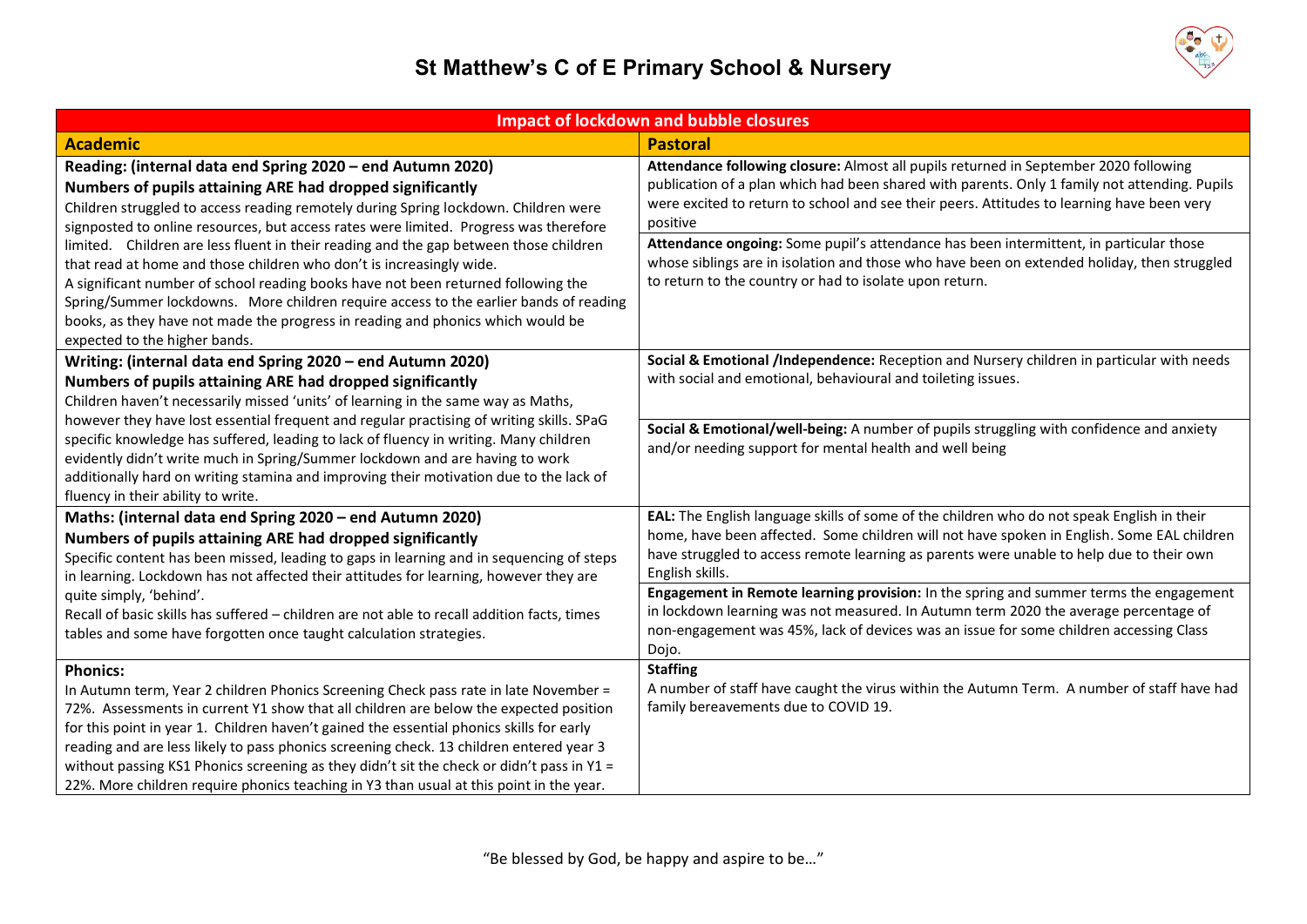# St Matthew's C of E Primary School & Nursery

| Impact of lockdown and bubble closures | |
|---|---|
| **Academic** | **Pastoral** |
| **Reading: (internal data end Spring 2020 – end Autumn 2020)**<br>**Numbers of pupils attaining ARE had dropped significantly**<br>Children struggled to access reading remotely during Spring lockdown. Children were signposted to online resources, but access rates were limited. Progress was therefore limited. Children are less fluent in their reading and the gap between those children that read at home and those children who don't is increasingly wide.<br>A significant number of school reading books have not been returned following the Spring/Summer lockdowns. More children require access to the earlier bands of reading books, as they have not made the progress in reading and phonics which would be expected to the higher bands. | **Attendance following closure:** Almost all pupils returned in September 2020 following publication of a plan which had been shared with parents. Only 1 family not attending. Pupils were excited to return to school and see their peers. Attitudes to learning have been very positive<br><br>**Attendance ongoing:** Some pupil's attendance has been intermittent, in particular those whose siblings are in isolation and those who have been on extended holiday, then struggled to return to the country or had to isolate upon return. |
| **Writing: (internal data end Spring 2020 – end Autumn 2020)**<br>**Numbers of pupils attaining ARE had dropped significantly**<br>Children haven't necessarily missed 'units' of learning in the same way as Maths, however they have lost essential frequent and regular practising of writing skills. SPaG specific knowledge has suffered, leading to lack of fluency in writing. Many children evidently didn't write much in Spring/Summer lockdown and are having to work additionally hard on writing stamina and improving their motivation due to the lack of fluency in their ability to write. | **Social & Emotional /Independence:** Reception and Nursery children in particular with needs with social and emotional, behavioural and toileting issues.<br><br>**Social & Emotional/well-being:** A number of pupils struggling with confidence and anxiety and/or needing support for mental health and well being |
| **Maths: (internal data end Spring 2020 – end Autumn 2020)**<br>**Numbers of pupils attaining ARE had dropped significantly**<br>Specific content has been missed, leading to gaps in learning and in sequencing of steps in learning. Lockdown has not affected their attitudes for learning, however they are quite simply, 'behind'.<br>Recall of basic skills has suffered – children are not able to recall addition facts, times tables and some have forgotten once taught calculation strategies. | **EAL:** The English language skills of some of the children who do not speak English in their home, have been affected. Some children will not have spoken in English. Some EAL children have struggled to access remote learning as parents were unable to help due to their own English skills.<br><br>**Engagement in Remote learning provision:** In the spring and summer terms the engagement in lockdown learning was not measured. In Autumn term 2020 the average percentage of non-engagement was 45%, lack of devices was an issue for some children accessing Class Dojo. |
| **Phonics:**<br>In Autumn term, Year 2 children Phonics Screening Check pass rate in late November = 72%. Assessments in current Y1 show that all children are below the expected position for this point in year 1. Children haven't gained the essential phonics skills for early reading and are less likely to pass phonics screening check. 13 children entered year 3 without passing KS1 Phonics screening as they didn't sit the check or didn't pass in Y1 = 22%. More children require phonics teaching in Y3 than usual at this point in the year. | **Staffing**<br>A number of staff have caught the virus within the Autumn Term. A number of staff have had family bereavements due to COVID 19. |

"Be blessed by God, be happy and aspire to be…"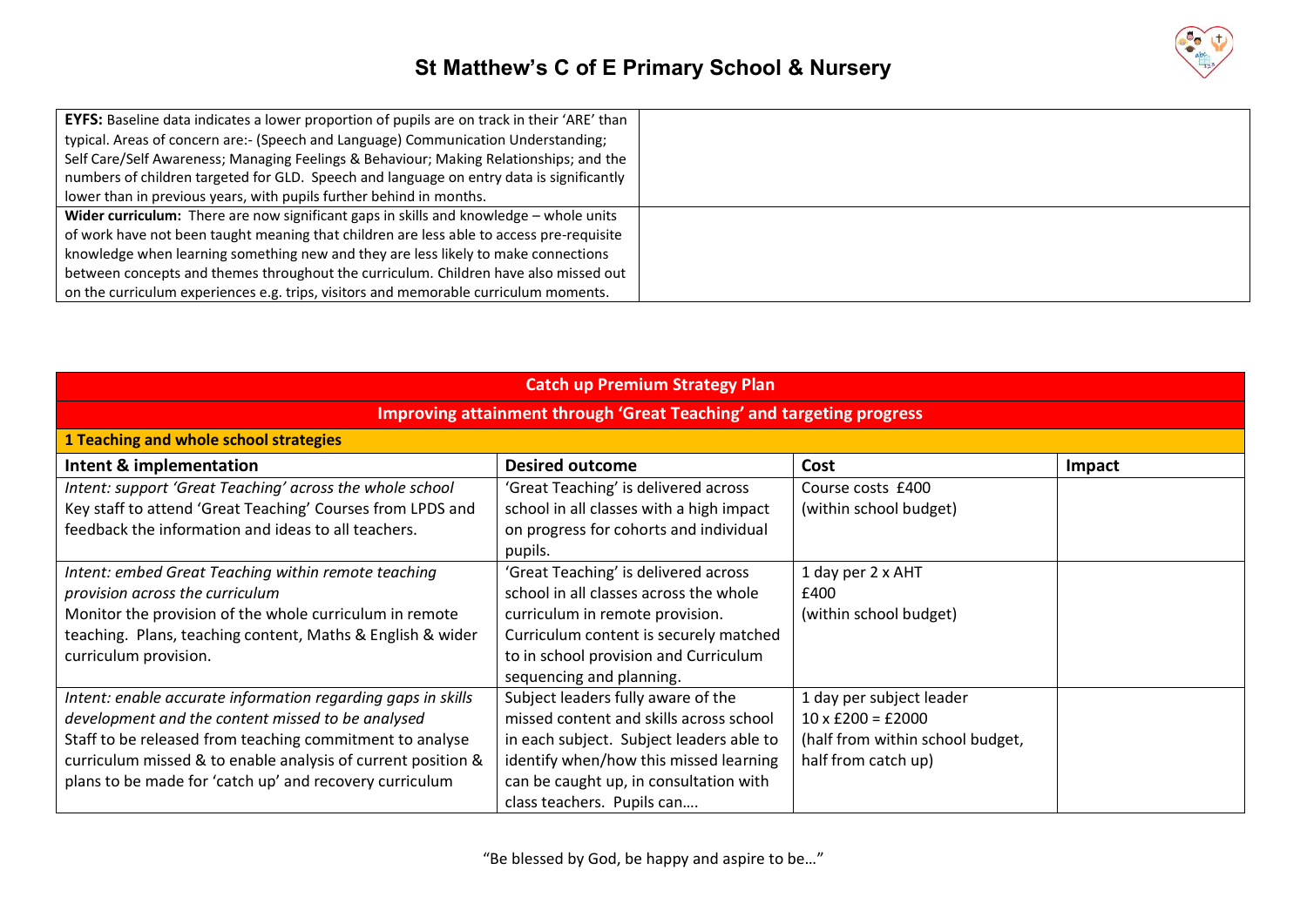| | |
|---|---|
| **EYFS:** Baseline data indicates a lower proportion of pupils are on track in their 'ARE' than typical. Areas of concern are:- (Speech and Language) Communication Understanding; Self Care/Self Awareness; Managing Feelings & Behaviour; Making Relationships; and the numbers of children targeted for GLD. Speech and language on entry data is significantly lower than in previous years, with pupils further behind in months. | |
| **Wider curriculum:** There are now significant gaps in skills and knowledge – whole units of work have not been taught meaning that children are less able to access pre-requisite knowledge when learning something new and they are less likely to make connections between concepts and themes throughout the curriculum. Children have also missed out on the curriculum experiences e.g. trips, visitors and memorable curriculum moments. | |

| **Catch up Premium Strategy Plan** | | | |
|---|---|---|---|
| **Improving attainment through 'Great Teaching' and targeting progress** | | | |
| **1 Teaching and whole school strategies** | | | |
| **Intent & implementation** | **Desired outcome** | **Cost** | **Impact** |
| *Intent: support 'Great Teaching' across the whole school*<br>Key staff to attend 'Great Teaching' Courses from LPDS and feedback the information and ideas to all teachers. | 'Great Teaching' is delivered across school in all classes with a high impact on progress for cohorts and individual pupils. | Course costs £400<br>(within school budget) | |
| *Intent: embed Great Teaching within remote teaching provision across the curriculum*<br>Monitor the provision of the whole curriculum in remote teaching. Plans, teaching content, Maths & English & wider curriculum provision. | 'Great Teaching' is delivered across school in all classes across the whole curriculum in remote provision. Curriculum content is securely matched to in school provision and Curriculum sequencing and planning. | 1 day per 2 x AHT<br>£400<br>(within school budget) | |
| *Intent: enable accurate information regarding gaps in skills development and the content missed to be analysed*<br>Staff to be released from teaching commitment to analyse curriculum missed & to enable analysis of current position & plans to be made for 'catch up' and recovery curriculum | Subject leaders fully aware of the missed content and skills across school in each subject. Subject leaders able to identify when/how this missed learning can be caught up, in consultation with class teachers. Pupils can…. | 1 day per subject leader<br>10 x £200 = £2000<br>(half from within school budget, half from catch up) | |

"Be blessed by God, be happy and aspire to be…"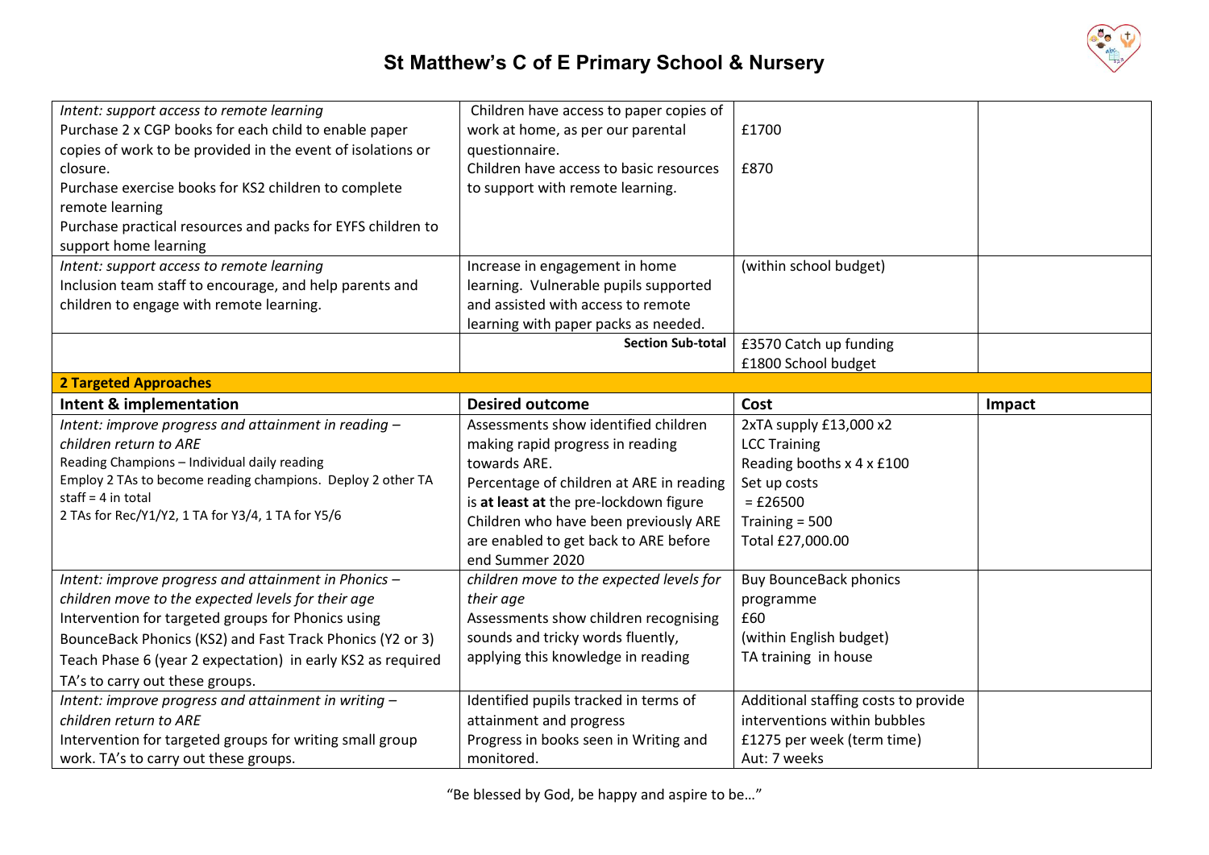# St Matthew's C of E Primary School & Nursery

| | | | |
|---|---|---|---|
| *Intent: support access to remote learning*<br>Purchase 2 x CGP books for each child to enable paper copies of work to be provided in the event of isolations or closure.<br>Purchase exercise books for KS2 children to complete remote learning<br>Purchase practical resources and packs for EYFS children to support home learning | Children have access to paper copies of work at home, as per our parental questionnaire.<br>Children have access to basic resources to support with remote learning. | £1700<br><br>£870 | |
| *Intent: support access to remote learning*<br>Inclusion team staff to encourage, and help parents and children to engage with remote learning. | Increase in engagement in home learning. Vulnerable pupils supported and assisted with access to remote learning with paper packs as needed. | (within school budget) | |
| | **Section Sub-total** | £3570 Catch up funding<br>£1800 School budget | |
| **2 Targeted Approaches** | | | |
| **Intent & implementation** | **Desired outcome** | **Cost** | **Impact** |
| *Intent: improve progress and attainment in reading – children return to ARE*<br>Reading Champions – Individual daily reading<br>Employ 2 TAs to become reading champions. Deploy 2 other TA staff = 4 in total<br>2 TAs for Rec/Y1/Y2, 1 TA for Y3/4, 1 TA for Y5/6 | Assessments show identified children making rapid progress in reading towards ARE.<br>Percentage of children at ARE in reading is **at least at** the pre-lockdown figure<br>Children who have been previously ARE are enabled to get back to ARE before end Summer 2020 | 2xTA supply £13,000 x2<br>LCC Training<br>Reading booths x 4 x £100<br>Set up costs<br>= £26500<br>Training = 500<br>Total £27,000.00 | |
| *Intent: improve progress and attainment in Phonics – children move to the expected levels for their age*<br>Intervention for targeted groups for Phonics using BounceBack Phonics (KS2) and Fast Track Phonics (Y2 or 3)<br>Teach Phase 6 (year 2 expectation) in early KS2 as required<br>TA's to carry out these groups. | *children move to the expected levels for their age*<br>Assessments show children recognising sounds and tricky words fluently, applying this knowledge in reading | Buy BounceBack phonics programme<br>£60<br>(within English budget)<br>TA training in house | |
| *Intent: improve progress and attainment in writing – children return to ARE*<br>Intervention for targeted groups for writing small group work. TA's to carry out these groups. | Identified pupils tracked in terms of attainment and progress<br>Progress in books seen in Writing and monitored. | Additional staffing costs to provide interventions within bubbles<br>£1275 per week (term time)<br>Aut: 7 weeks | |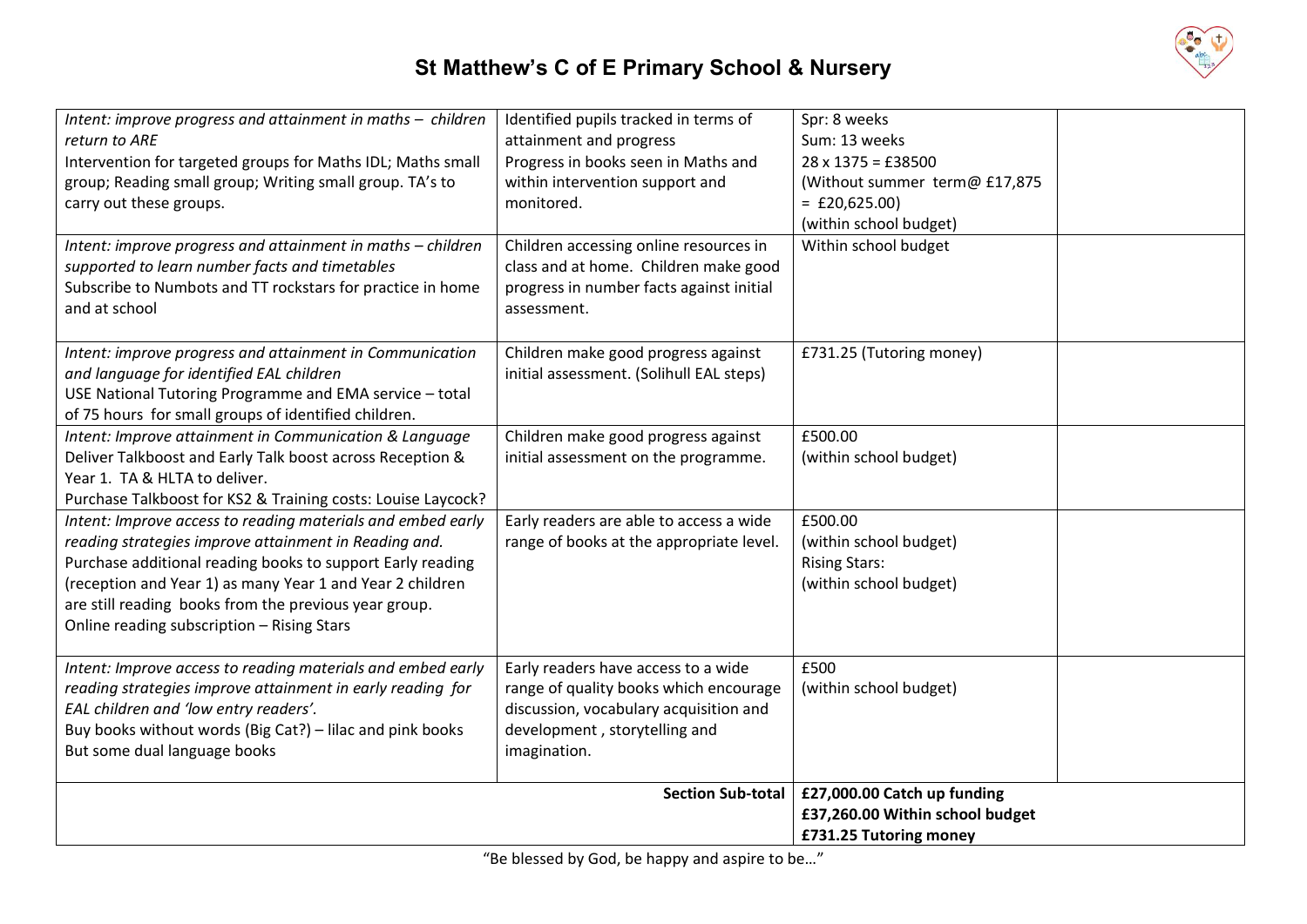| | | | |
|---|---|---|---|
| *Intent: improve progress and attainment in maths – children return to ARE*<br>Intervention for targeted groups for Maths IDL; Maths small group; Reading small group; Writing small group. TA's to carry out these groups. | Identified pupils tracked in terms of attainment and progress<br>Progress in books seen in Maths and within intervention support and monitored. | Spr: 8 weeks<br>Sum: 13 weeks<br>28 x 1375 = £38500<br>(Without summer term@ £17,875 = £20,625.00)<br>(within school budget) | |
| *Intent: improve progress and attainment in maths – children supported to learn number facts and timetables*<br>Subscribe to Numbots and TT rockstars for practice in home and at school | Children accessing online resources in class and at home. Children make good progress in number facts against initial assessment. | Within school budget | |
| *Intent: improve progress and attainment in Communication and language for identified EAL children*<br>USE National Tutoring Programme and EMA service – total of 75 hours for small groups of identified children. | Children make good progress against initial assessment. (Solihull EAL steps) | £731.25 (Tutoring money) | |
| *Intent: Improve attainment in Communication & Language*<br>Deliver Talkboost and Early Talk boost across Reception & Year 1. TA & HLTA to deliver.<br>Purchase Talkboost for KS2 & Training costs: Louise Laycock? | Children make good progress against initial assessment on the programme. | £500.00<br>(within school budget) | |
| *Intent: Improve access to reading materials and embed early reading strategies improve attainment in Reading and.*<br>Purchase additional reading books to support Early reading (reception and Year 1) as many Year 1 and Year 2 children are still reading books from the previous year group.<br>Online reading subscription – Rising Stars | Early readers are able to access a wide range of books at the appropriate level. | £500.00<br>(within school budget)<br>Rising Stars:<br>(within school budget) | |
| *Intent: Improve access to reading materials and embed early reading strategies improve attainment in early reading for EAL children and 'low entry readers'.*<br>Buy books without words (Big Cat?) – lilac and pink books<br>But some dual language books | Early readers have access to a wide range of quality books which encourage discussion, vocabulary acquisition and development , storytelling and imagination. | £500<br>(within school budget) | |
| | **Section Sub-total** | **£27,000.00 Catch up funding**<br>**£37,260.00 Within school budget**<br>**£731.25 Tutoring money** | |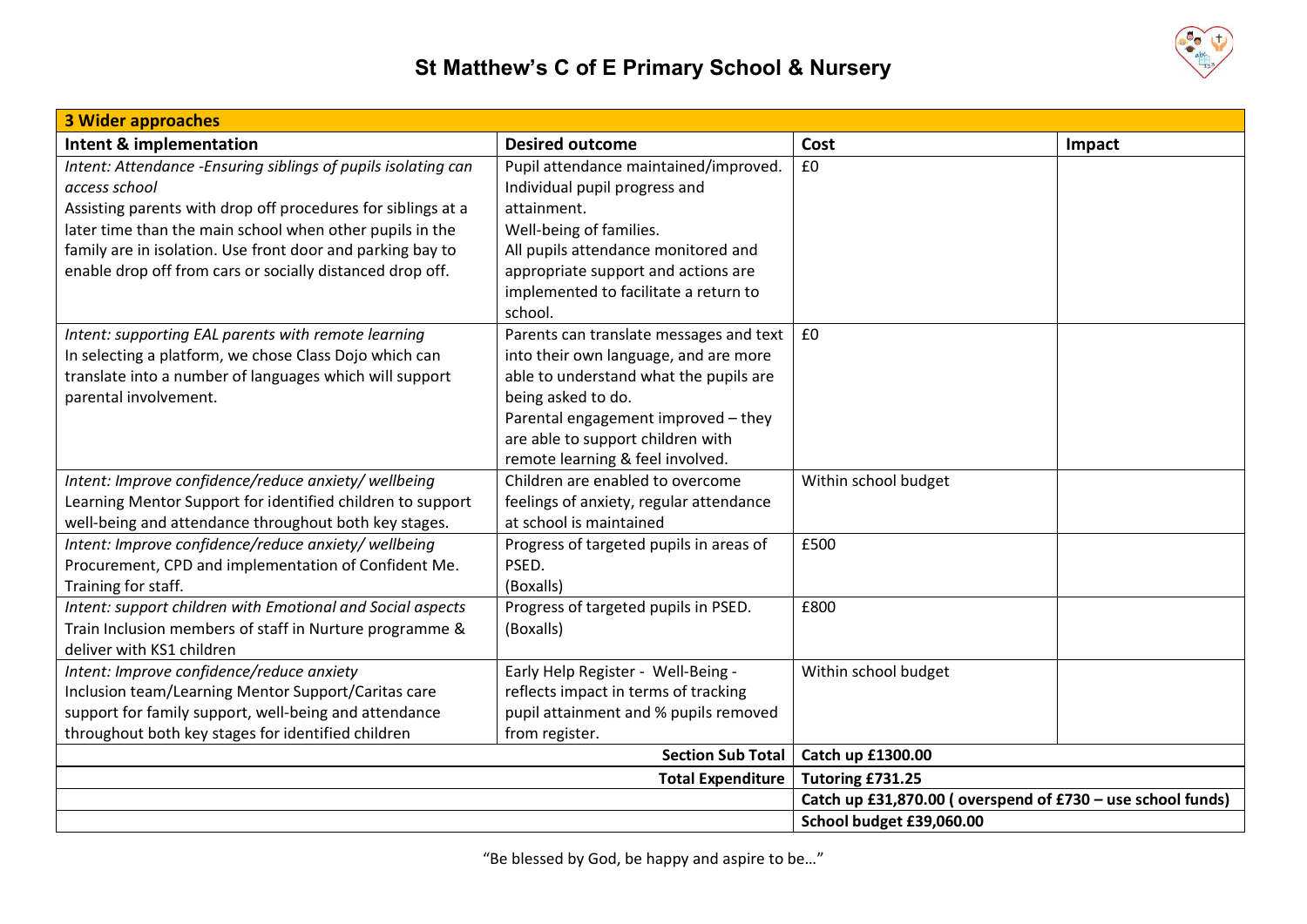# St Matthew's C of E Primary School & Nursery

| 3 Wider approaches | | | |
|---|---|---|---|
| **Intent & implementation** | **Desired outcome** | **Cost** | **Impact** |
| *Intent: Attendance -Ensuring siblings of pupils isolating can access school*<br>Assisting parents with drop off procedures for siblings at a later time than the main school when other pupils in the family are in isolation. Use front door and parking bay to enable drop off from cars or socially distanced drop off. | Pupil attendance maintained/improved.<br>Individual pupil progress and attainment.<br>Well-being of families.<br>All pupils attendance monitored and appropriate support and actions are implemented to facilitate a return to school. | £0 | |
| *Intent: supporting EAL parents with remote learning*<br>In selecting a platform, we chose Class Dojo which can translate into a number of languages which will support parental involvement. | Parents can translate messages and text into their own language, and are more able to understand what the pupils are being asked to do.<br>Parental engagement improved – they are able to support children with remote learning & feel involved. | £0 | |
| *Intent: Improve confidence/reduce anxiety/ wellbeing*<br>Learning Mentor Support for identified children to support well-being and attendance throughout both key stages. | Children are enabled to overcome feelings of anxiety, regular attendance at school is maintained | Within school budget | |
| *Intent: Improve confidence/reduce anxiety/ wellbeing*<br>Procurement, CPD and implementation of Confident Me. Training for staff. | Progress of targeted pupils in areas of PSED.<br>(Boxalls) | £500 | |
| *Intent: support children with Emotional and Social aspects*<br>Train Inclusion members of staff in Nurture programme & deliver with KS1 children | Progress of targeted pupils in PSED.<br>(Boxalls) | £800 | |
| *Intent: Improve confidence/reduce anxiety*<br>Inclusion team/Learning Mentor Support/Caritas care support for family support, well-being and attendance throughout both key stages for identified children | Early Help Register - Well-Being - reflects impact in terms of tracking pupil attainment and % pupils removed from register. | Within school budget | |
| | **Section Sub Total** | **Catch up £1300.00** | |
| | **Total Expenditure** | **Tutoring £731.25** | |
| | | **Catch up £31,870.00 ( overspend of £730 – use school funds)** | |
| | | **School budget £39,060.00** | |

"Be blessed by God, be happy and aspire to be…"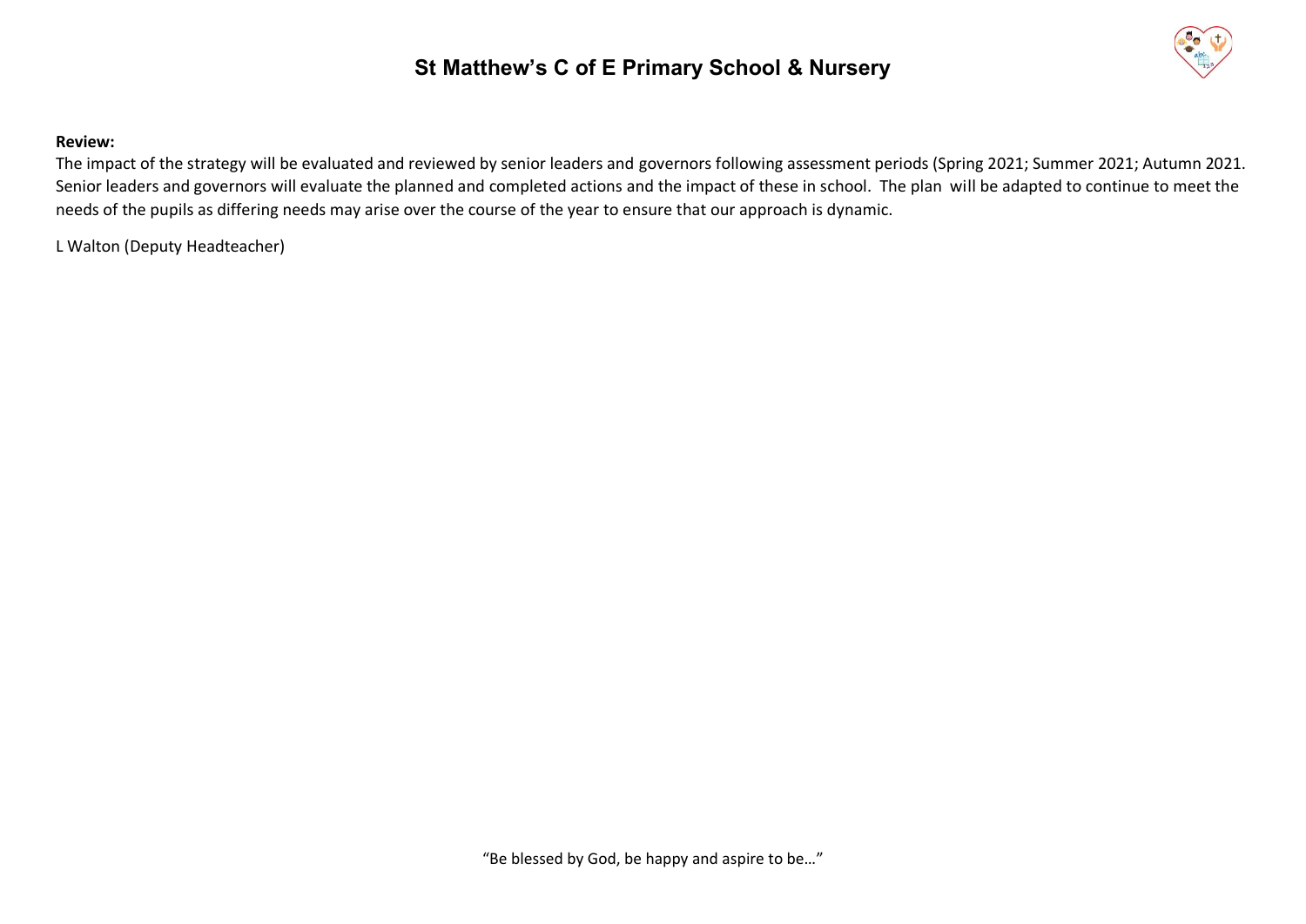**Review:**

The impact of the strategy will be evaluated and reviewed by senior leaders and governors following assessment periods (Spring 2021; Summer 2021; Autumn 2021. Senior leaders and governors will evaluate the planned and completed actions and the impact of these in school. The plan will be adapted to continue to meet the needs of the pupils as differing needs may arise over the course of the year to ensure that our approach is dynamic.

L Walton (Deputy Headteacher)